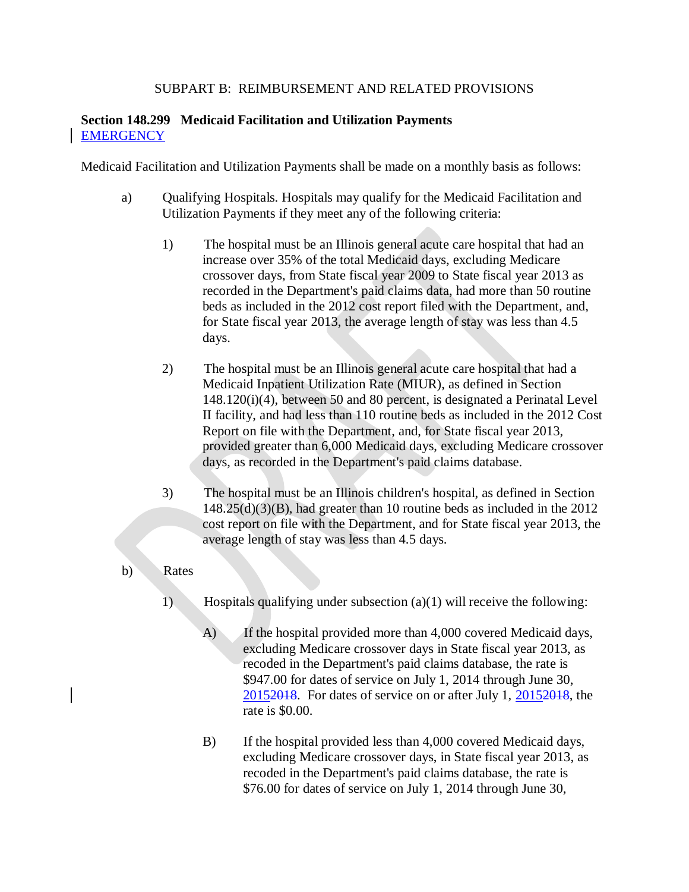SUBPART B: REIMBURSEMENT AND RELATED PROVISIONS

**Section 148.299 Medicaid Facilitation and Utilization Payments**
EMERGENCY

Medicaid Facilitation and Utilization Payments shall be made on a monthly basis as follows:

a) Qualifying Hospitals. Hospitals may qualify for the Medicaid Facilitation and Utilization Payments if they meet any of the following criteria:

1) The hospital must be an Illinois general acute care hospital that had an increase over 35% of the total Medicaid days, excluding Medicare crossover days, from State fiscal year 2009 to State fiscal year 2013 as recorded in the Department's paid claims data, had more than 50 routine beds as included in the 2012 cost report filed with the Department, and, for State fiscal year 2013, the average length of stay was less than 4.5 days.

2) The hospital must be an Illinois general acute care hospital that had a Medicaid Inpatient Utilization Rate (MIUR), as defined in Section 148.120(i)(4), between 50 and 80 percent, is designated a Perinatal Level II facility, and had less than 110 routine beds as included in the 2012 Cost Report on file with the Department, and, for State fiscal year 2013, provided greater than 6,000 Medicaid days, excluding Medicare crossover days, as recorded in the Department's paid claims database.

3) The hospital must be an Illinois children's hospital, as defined in Section 148.25(d)(3)(B), had greater than 10 routine beds as included in the 2012 cost report on file with the Department, and for State fiscal year 2013, the average length of stay was less than 4.5 days.

b) Rates

1) Hospitals qualifying under subsection (a)(1) will receive the following:

A) If the hospital provided more than 4,000 covered Medicaid days, excluding Medicare crossover days in State fiscal year 2013, as recoded in the Department's paid claims database, the rate is \$947.00 for dates of service on July 1, 2014 through June 30, 2015~~2018~~. For dates of service on or after July 1, 2015~~2018~~, the rate is \$0.00.

B) If the hospital provided less than 4,000 covered Medicaid days, excluding Medicare crossover days, in State fiscal year 2013, as recoded in the Department's paid claims database, the rate is \$76.00 for dates of service on July 1, 2014 through June 30,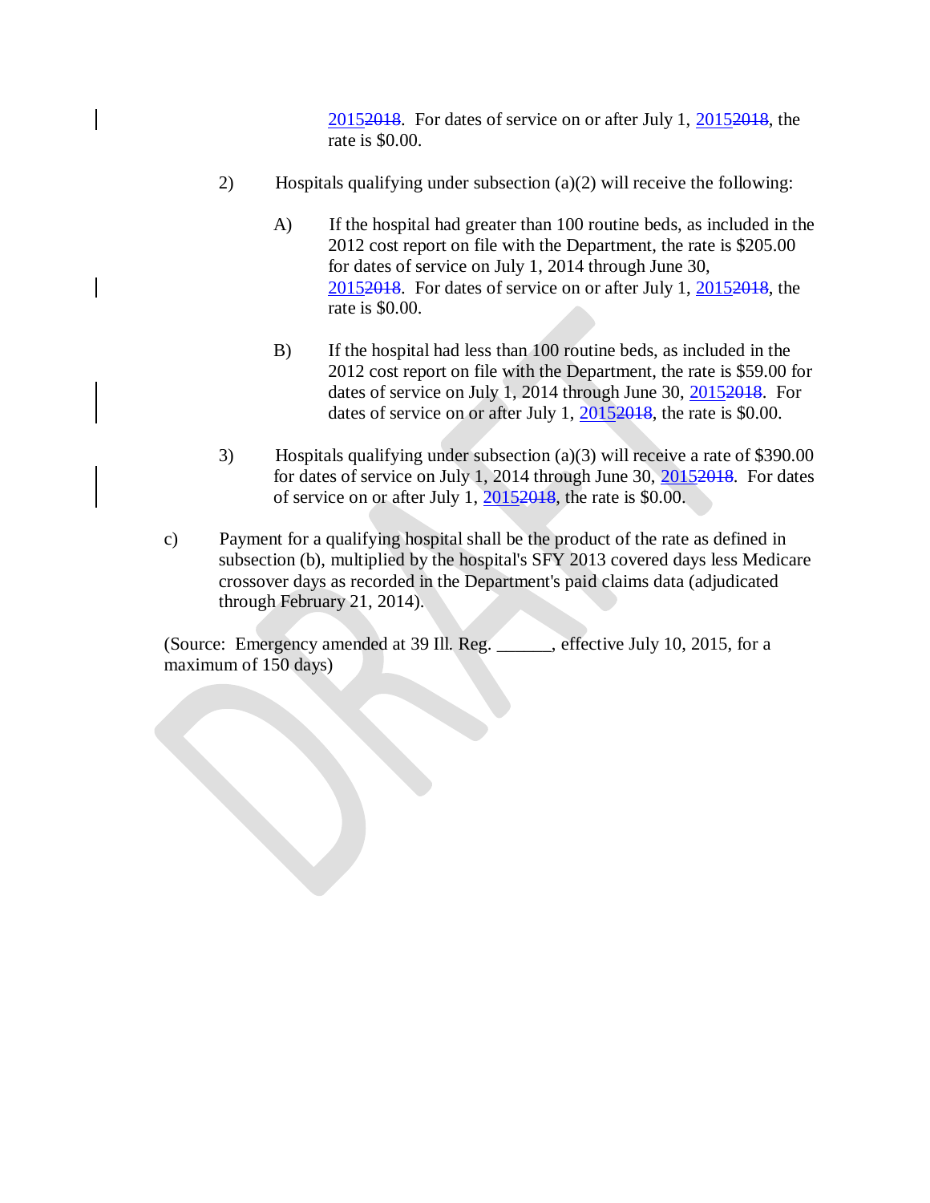2015~~2018~~. For dates of service on or after July 1, 2015~~2018~~, the rate is $0.00.

2) Hospitals qualifying under subsection (a)(2) will receive the following:

A) If the hospital had greater than 100 routine beds, as included in the 2012 cost report on file with the Department, the rate is $205.00 for dates of service on July 1, 2014 through June 30, 2015~~2018~~. For dates of service on or after July 1, 2015~~2018~~, the rate is $0.00.

B) If the hospital had less than 100 routine beds, as included in the 2012 cost report on file with the Department, the rate is $59.00 for dates of service on July 1, 2014 through June 30, 2015~~2018~~. For dates of service on or after July 1, 2015~~2018~~, the rate is $0.00.

3) Hospitals qualifying under subsection (a)(3) will receive a rate of $390.00 for dates of service on July 1, 2014 through June 30, 2015~~2018~~. For dates of service on or after July 1, 2015~~2018~~, the rate is $0.00.

c) Payment for a qualifying hospital shall be the product of the rate as defined in subsection (b), multiplied by the hospital's SFY 2013 covered days less Medicare crossover days as recorded in the Department's paid claims data (adjudicated through February 21, 2014).

(Source: Emergency amended at 39 Ill. Reg. ______, effective July 10, 2015, for a maximum of 150 days)